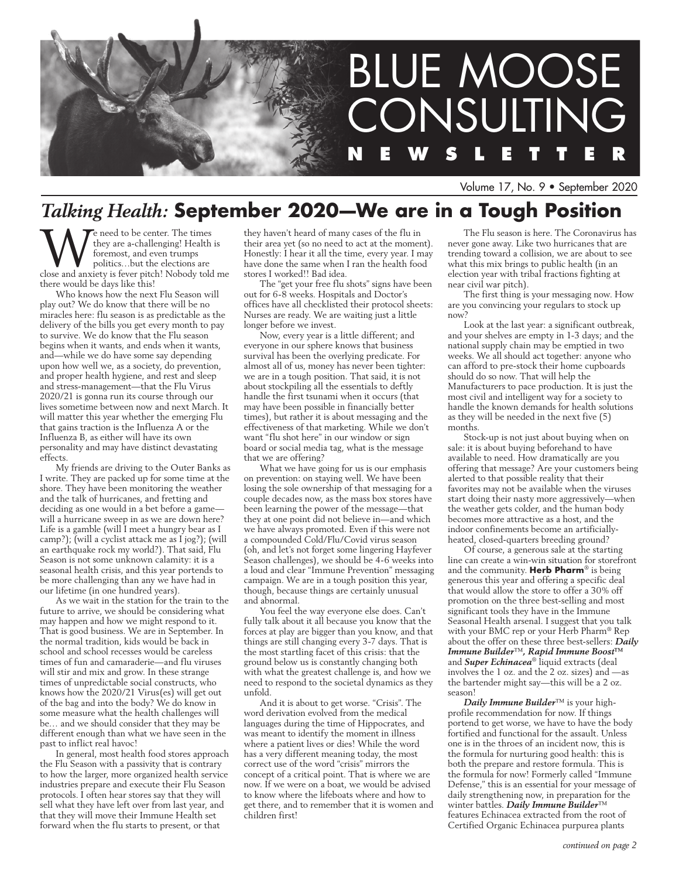# BLUE MOOSE CONSULTING NEWSLETTER

Volume 17, No. 9 • September 2020

## *Talking Health:* **September 2020—We are in a Tough Position**

We need to be center. The times they are a-challenging! Health is foremost, and even trumps politics…but the elections are close and anxiety is fever pitch! Nobody told me there would be days like this!

Who knows how the next Flu Season will play out? We do know that there will be no miracles here: flu season is as predictable as the delivery of the bills you get every month to pay to survive. We do know that the Flu season begins when it wants, and ends when it wants, and—while we do have some say depending upon how well we, as a society, do prevention, and proper health hygiene, and rest and sleep and stress-management—that the Flu Virus 2020/21 is gonna run its course through our lives sometime between now and next March. It will matter this year whether the emerging Flu that gains traction is the Influenza A or the Influenza B, as either will have its own personality and may have distinct devastating effects.

My friends are driving to the Outer Banks as I write. They are packed up for some time at the shore. They have been monitoring the weather and the talk of hurricanes, and fretting and deciding as one would in a bet before a game—will a hurricane sweep in as we are down here? Life is a gamble (will I meet a hungry bear as I camp?); (will a cyclist attack me as I jog?); (will an earthquake rock my world?). That said, Flu Season is not some unknown calamity: it is a seasonal health crisis, and this year portends to be more challenging than any we have had in our lifetime (in one hundred years).

As we wait in the station for the train to the future to arrive, we should be considering what may happen and how we might respond to it. That is good business. We are in September. In the normal tradition, kids would be back in school and school recesses would be careless times of fun and camaraderie—and flu viruses will stir and mix and grow. In these strange times of unpredictable social constructs, who knows how the 2020/21 Virus(es) will get out of the bag and into the body? We do know in some measure what the health challenges will be… and we should consider that they may be different enough than what we have seen in the past to inflict real havoc!

In general, most health food stores approach the Flu Season with a passivity that is contrary to how the larger, more organized health service industries prepare and execute their Flu Season protocols. I often hear stores say that they will sell what they have left over from last year, and that they will move their Immune Health set forward when the flu starts to present, or that they haven't heard of many cases of the flu in their area yet (so no need to act at the moment). Honestly: I hear it all the time, every year. I may have done the same when I ran the health food stores I worked!! Bad idea.

The "get your free flu shots" signs have been out for 6-8 weeks. Hospitals and Doctor's offices have all checklisted their protocol sheets: Nurses are ready. We are waiting just a little longer before we invest.

Now, every year is a little different; and everyone in our sphere knows that business survival has been the overlying predicate. For almost all of us, money has never been tighter: we are in a tough position. That said, it is not about stockpiling all the essentials to deftly handle the first tsunami when it occurs (that may have been possible in financially better times), but rather it is about messaging and the effectiveness of that marketing. While we don't want "flu shot here" in our window or sign board or social media tag, what is the message that we are offering?

What we have going for us is our emphasis on prevention: on staying well. We have been losing the sole ownership of that messaging for a couple decades now, as the mass box stores have been learning the power of the message—that they at one point did not believe in—and which we have always promoted. Even if this were not a compounded Cold/Flu/Covid virus season (oh, and let's not forget some lingering Hayfever Season challenges), we should be 4-6 weeks into a loud and clear "Immune Prevention" messaging campaign. We are in a tough position this year, though, because things are certainly unusual and abnormal.

You feel the way everyone else does. Can't fully talk about it all because you know that the forces at play are bigger than you know, and that things are still changing every 3-7 days. That is the most startling facet of this crisis: that the ground below us is constantly changing both with what the greatest challenge is, and how we need to respond to the societal dynamics as they unfold.

And it is about to get worse. "Crisis". The word derivation evolved from the medical languages during the time of Hippocrates, and was meant to identify the moment in illness where a patient lives or dies! While the word has a very different meaning today, the most correct use of the word "crisis" mirrors the concept of a critical point. That is where we are now. If we were on a boat, we would be advised to know where the lifeboats where and how to get there, and to remember that it is women and children first!

The Flu season is here. The Coronavirus has never gone away. Like two hurricanes that are trending toward a collision, we are about to see what this mix brings to public health (in an election year with tribal fractions fighting at near civil war pitch).

The first thing is your messaging now. How are you convincing your regulars to stock up now?

Look at the last year: a significant outbreak, and your shelves are empty in 1-3 days; and the national supply chain may be emptied in two weeks. We all should act together: anyone who can afford to pre-stock their home cupboards should do so now. That will help the Manufacturers to pace production. It is just the most civil and intelligent way for a society to handle the known demands for health solutions as they will be needed in the next five (5) months.

Stock-up is not just about buying when on sale: it is about buying beforehand to have available to need. How dramatically are you offering that message? Are your customers being alerted to that possible reality that their favorites may not be available when the viruses start doing their nasty more aggressively—when the weather gets colder, and the human body becomes more attractive as a host, and the indoor confinements become an artificially-heated, closed-quarters breeding ground?

Of course, a generous sale at the starting line can create a win-win situation for storefront and the community. **Herb Pharm**® is being generous this year and offering a specific deal that would allow the store to offer a 30% off promotion on the three best-selling and most significant tools they have in the Immune Seasonal Health arsenal. I suggest that you talk with your BMC rep or your Herb Pharm® Rep about the offer on these three best-sellers: ***Daily Immune Builder***™, ***Rapid Immune Boost***™ and ***Super Echinacea***® liquid extracts (deal involves the 1 oz. and the 2 oz. sizes) and —as the bartender might say—this will be a 2 oz. season!

***Daily Immune Builder***™ is your high-profile recommendation for now. If things portend to get worse, we have to have the body fortified and functional for the assault. Unless one is in the throes of an incident now, this is the formula for nurturing good health: this is both the prepare and restore formula. This is the formula for now! Formerly called "Immune Defense," this is an essential for your message of daily strengthening now, in preparation for the winter battles. ***Daily Immune Builder***™ features Echinacea extracted from the root of Certified Organic Echinacea purpurea plants

*continued on page 2*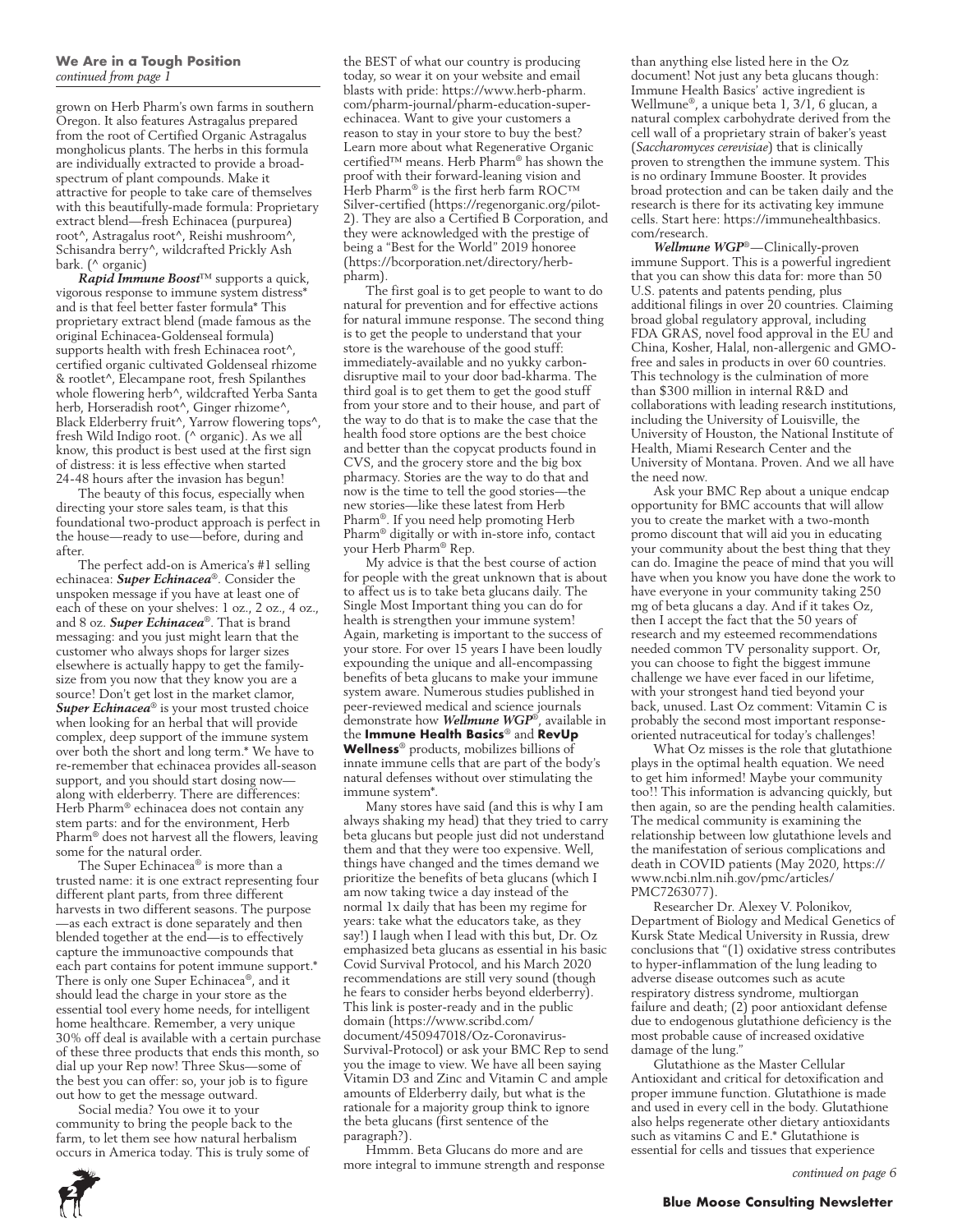**We Are in a Tough Position**
*continued from page 1*

grown on Herb Pharm's own farms in southern Oregon. It also features Astragalus prepared from the root of Certified Organic Astragalus mongholicus plants. The herbs in this formula are individually extracted to provide a broad-spectrum of plant compounds. Make it attractive for people to take care of themselves with this beautifully-made formula: Proprietary extract blend—fresh Echinacea (purpurea) root^, Astragalus root^, Reishi mushroom^, Schisandra berry^, wildcrafted Prickly Ash bark. (^ organic)

***Rapid Immune Boost***™ supports a quick, vigorous response to immune system distress* and is that feel better faster formula* This proprietary extract blend (made famous as the original Echinacea-Goldenseal formula) supports health with fresh Echinacea root^, certified organic cultivated Goldenseal rhizome & rootlet^, Elecampane root, fresh Spilanthes whole flowering herb^, wildcrafted Yerba Santa herb, Horseradish root^, Ginger rhizome^, Black Elderberry fruit^, Yarrow flowering tops^, fresh Wild Indigo root. (^ organic). As we all know, this product is best used at the first sign of distress: it is less effective when started 24-48 hours after the invasion has begun!

The beauty of this focus, especially when directing your store sales team, is that this foundational two-product approach is perfect in the house—ready to use—before, during and after.

The perfect add-on is America's #1 selling echinacea: ***Super Echinacea***®. Consider the unspoken message if you have at least one of each of these on your shelves: 1 oz., 2 oz., 4 oz., and 8 oz. ***Super Echinacea***®. That is brand messaging: and you just might learn that the customer who always shops for larger sizes elsewhere is actually happy to get the family-size from you now that they know you are a source! Don't get lost in the market clamor, ***Super Echinacea***® is your most trusted choice when looking for an herbal that will provide complex, deep support of the immune system over both the short and long term.* We have to re-remember that echinacea provides all-season support, and you should start dosing now—along with elderberry. There are differences: Herb Pharm® echinacea does not contain any stem parts: and for the environment, Herb Pharm® does not harvest all the flowers, leaving some for the natural order.

The Super Echinacea® is more than a trusted name: it is one extract representing four different plant parts, from three different harvests in two different seasons. The purpose—as each extract is done separately and then blended together at the end—is to effectively capture the immunoactive compounds that each part contains for potent immune support.* There is only one Super Echinacea®, and it should lead the charge in your store as the essential tool every home needs, for intelligent home healthcare. Remember, a very unique 30% off deal is available with a certain purchase of these three products that ends this month, so dial up your Rep now! Three Skus—some of the best you can offer: so, your job is to figure out how to get the message outward.

Social media? You owe it to your community to bring the people back to the farm, to let them see how natural herbalism occurs in America today. This is truly some of the BEST of what our country is producing today, so wear it on your website and email blasts with pride: https://www.herb-pharm.com/pharm-journal/pharm-education-super-echinacea. Want to give your customers a reason to stay in your store to buy the best? Learn more about what Regenerative Organic certified™ means. Herb Pharm® has shown the proof with their forward-leaning vision and Herb Pharm® is the first herb farm ROC™ Silver-certified (https://regenorganic.org/pilot-2). They are also a Certified B Corporation, and they were acknowledged with the prestige of being a "Best for the World" 2019 honoree (https://bcorporation.net/directory/herb-pharm).

The first goal is to get people to want to do natural for prevention and for effective actions for natural immune response. The second thing is to get the people to understand that your store is the warehouse of the good stuff: immediately-available and no yukky carbon-disruptive mail to your door bad-kharma. The third goal is to get them to get the good stuff from your store and to their house, and part of the way to do that is to make the case that the health food store options are the best choice and better than the copycat products found in CVS, and the grocery store and the big box pharmacy. Stories are the way to do that and now is the time to tell the good stories—the new stories—like these latest from Herb Pharm®. If you need help promoting Herb Pharm® digitally or with in-store info, contact your Herb Pharm® Rep.

My advice is that the best course of action for people with the great unknown that is about to affect us is to take beta glucans daily. The Single Most Important thing you can do for health is strengthen your immune system! Again, marketing is important to the success of your store. For over 15 years I have been loudly expounding the unique and all-encompassing benefits of beta glucans to make your immune system aware. Numerous studies published in peer-reviewed medical and science journals demonstrate how ***Wellmune WGP***®, available in the **Immune Health Basics**® and **RevUp Wellness**® products, mobilizes billions of innate immune cells that are part of the body's natural defenses without over stimulating the immune system*.

Many stores have said (and this is why I am always shaking my head) that they tried to carry beta glucans but people just did not understand them and that they were too expensive. Well, things have changed and the times demand we prioritize the benefits of beta glucans (which I am now taking twice a day instead of the normal 1x daily that has been my regime for years: take what the educators take, as they say!) I laugh when I lead with this but, Dr. Oz emphasized beta glucans as essential in his basic Covid Survival Protocol, and his March 2020 recommendations are still very sound (though he fears to consider herbs beyond elderberry). This link is poster-ready and in the public domain (https://www.scribd.com/document/450947018/Oz-Coronavirus-Survival-Protocol) or ask your BMC Rep to send you the image to view. We have all been saying Vitamin D3 and Zinc and Vitamin C and ample amounts of Elderberry daily, but what is the rationale for a majority group think to ignore the beta glucans (first sentence of the paragraph?).

Hmmm. Beta Glucans do more and are more integral to immune strength and response than anything else listed here in the Oz document! Not just any beta glucans though: Immune Health Basics' active ingredient is Wellmune®, a unique beta 1, 3/1, 6 glucan, a natural complex carbohydrate derived from the cell wall of a proprietary strain of baker's yeast (*Saccharomyces cerevisiae*) that is clinically proven to strengthen the immune system. This is no ordinary Immune Booster. It provides broad protection and can be taken daily and the research is there for its activating key immune cells. Start here: https://immunehealthbasics.com/research.

***Wellmune WGP***®—Clinically-proven immune Support. This is a powerful ingredient that you can show this data for: more than 50 U.S. patents and patents pending, plus additional filings in over 20 countries. Claiming broad global regulatory approval, including FDA GRAS, novel food approval in the EU and China, Kosher, Halal, non-allergenic and GMO-free and sales in products in over 60 countries. This technology is the culmination of more than $300 million in internal R&D and collaborations with leading research institutions, including the University of Louisville, the University of Houston, the National Institute of Health, Miami Research Center and the University of Montana. Proven. And we all have the need now.

Ask your BMC Rep about a unique endcap opportunity for BMC accounts that will allow you to create the market with a two-month promo discount that will aid you in educating your community about the best thing that they can do. Imagine the peace of mind that you will have when you know you have done the work to have everyone in your community taking 250 mg of beta glucans a day. And if it takes Oz, then I accept the fact that the 50 years of research and my esteemed recommendations needed common TV personality support. Or, you can choose to fight the biggest immune challenge we have ever faced in our lifetime, with your strongest hand tied beyond your back, unused. Last Oz comment: Vitamin C is probably the second most important response-oriented nutraceutical for today's challenges!

What Oz misses is the role that glutathione plays in the optimal health equation. We need to get him informed! Maybe your community too!! This information is advancing quickly, but then again, so are the pending health calamities. The medical community is examining the relationship between low glutathione levels and the manifestation of serious complications and death in COVID patients (May 2020, https://www.ncbi.nlm.nih.gov/pmc/articles/PMC7263077).

Researcher Dr. Alexey V. Polonikov, Department of Biology and Medical Genetics of Kursk State Medical University in Russia, drew conclusions that "(1) oxidative stress contributes to hyper-inflammation of the lung leading to adverse disease outcomes such as acute respiratory distress syndrome, multiorgan failure and death; (2) poor antioxidant defense due to endogenous glutathione deficiency is the most probable cause of increased oxidative damage of the lung."

Glutathione as the Master Cellular Antioxidant and critical for detoxification and proper immune function. Glutathione is made and used in every cell in the body. Glutathione also helps regenerate other dietary antioxidants such as vitamins C and E.* Glutathione is essential for cells and tissues that experience

*continued on page 6*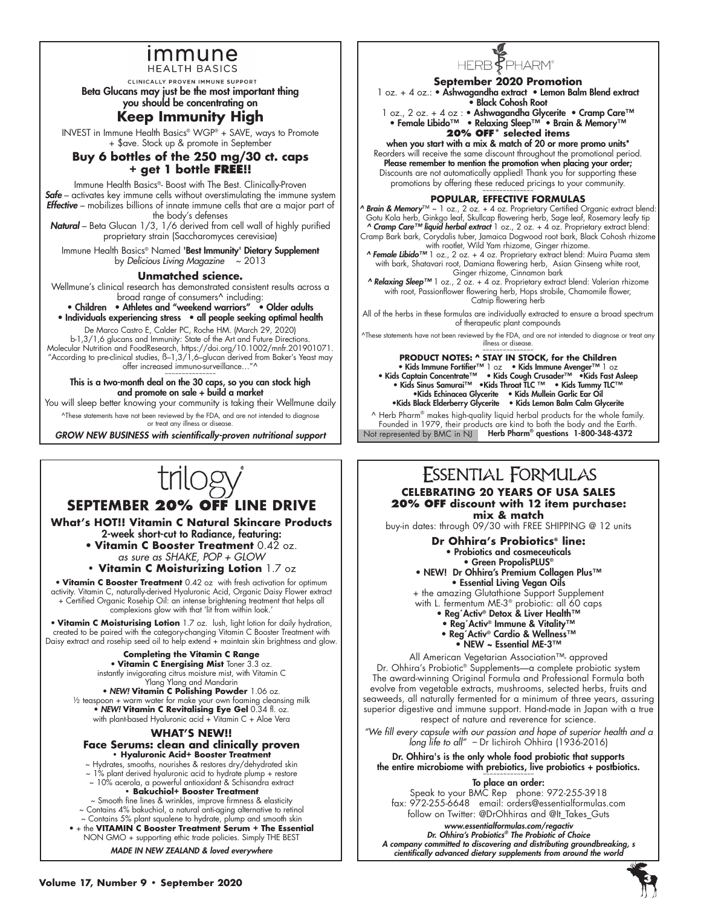# immune
HEALTH BASICS

CLINICALLY PROVEN IMMUNE SUPPORT

**Beta Glucans may just be the most important thing you should be concentrating on**

## Keep Immunity High

INVEST in Immune Health Basics® WGP® + SAVE, ways to Promote + $ave. Stock up & promote in September

### Buy 6 bottles of the 250 mg/30 ct. caps + get 1 bottle FREE!!

Immune Health Basics®- Boost with The Best. Clinically-Proven
***Safe*** – activates key immune cells without overstimulating the immune system
***Effective*** – mobilizes billions of innate immune cells that are a major part of the body's defenses
***Natural*** – Beta Glucan 1/3, 1/6 derived from cell wall of highly purified proprietary strain (Saccharomyces cerevisiae)

**Immune Health Basics® Named 'Best Immunity' Dietary Supplement** by *Delicious Living Magazine* ~ 2013

### Unmatched science.

Wellmune's clinical research has demonstrated consistent results across a broad range of consumers^ including:

- Children • Athletes and "weekend warriors" • Older adults
- Individuals experiencing stress • all people seeking optimal health

De Marco Castro E, Calder PC, Roche HM. (March 29, 2020) b-1,3/1,6 glucans and Immunity: State of the Art and Future Directions. Molecular Nutrition and FoodResearch, https://doi.org/10.1002/mnfr.201901071. "According to pre-clinical studies, ß–1,3/1,6–glucan derived from Baker's Yeast may offer increased immuno-surveillance…"^

~~~~~~~~~~~~~~~

**This is a two-month deal on the 30 caps, so you can stock high and promote on sale + build a market**

You will sleep better knowing your community is taking their Wellmune daily

^These statements have not been reviewed by the FDA, and are not intended to diagnose or treat any illness or disease.

***GROW NEW BUSINESS with scientifically-proven nutritional support***

---

# HERB PHARM®

### September 2020 Promotion

1 oz. + 4 oz.: **• Ashwagandha extract • Lemon Balm Blend extract • Black Cohosh Root**

1 oz., 2 oz. + 4 oz : **• Ashwagandha Glycerite • Cramp Care™ • Female Libido™ • Relaxing Sleep™ • Brain & Memory™**

**20% OFF* selected items**

**when you start with a mix & match of 20 or more promo units***

Reorders will receive the same discount throughout the promotional period.
**Please remember to mention the promotion when placing your order;**
Discounts are not automatically applied! Thank you for supporting these promotions by offering these reduced pricings to your community.

~~~~~~~~~~~~~~~

### POPULAR, EFFECTIVE FORMULAS

***^ Brain & Memory***™ ~ 1 oz., 2 oz. + 4 oz. Proprietary Certified Organic extract blend: Gotu Kola herb, Ginkgo leaf, Skullcap flowering herb, Sage leaf, Rosemary leafy tip
***^ Cramp Care™ liquid herbal extract*** 1 oz., 2 oz. + 4 oz. Proprietary extract blend: Cramp Bark bark, Corydalis tuber, Jamaica Dogwood root bark, Black Cohosh rhizome with rootlet, Wild Yam rhizome, Ginger rhizome.
***^ Female Libido™*** 1 oz., 2 oz. + 4 oz. Proprietary extract blend: Muira Puama stem with bark, Shatavari root, Damiana flowering herb, Asian Ginseng white root, Ginger rhizome, Cinnamon bark
***^ Relaxing Sleep™*** 1 oz., 2 oz. + 4 oz. Proprietary extract blend: Valerian rhizome with root, Passionflower flowering herb, Hops strobile, Chamomile flower, Catnip flowering herb

All of the herbs in these formulas are individually extracted to ensure a broad spectrum of therapeutic plant compounds

^These statements have not been reviewed by the FDA, and are not intended to diagnose or treat any illness or disease.

~~~~~~~~~~~~~~~

### PRODUCT NOTES: ^ STAY IN STOCK, for the Children

- Kids Immune Fortifier™ 1 oz • Kids Immune Avenger™ 1 oz
- Kids Captain Concentrate™ • Kids Cough Crusader™ • Kids Fast Asleep
- Kids Sinus Samurai™ • Kids Throat TLC ™ • Kids Tummy TLC™
- Kids Echinacea Glycerite • Kids Mullein Garlic Ear Oil
- Kids Black Elderberry Glycerite • Kids Lemon Balm Calm Glycerite

^ Herb Pharm® makes high-quality liquid herbal products for the whole family. Founded in 1979, their products are kind to both the body and the Earth.

Not represented by BMC in NJ **Herb Pharm® questions 1-800-348-4372**

---

# trilogy

## SEPTEMBER 20% OFF LINE DRIVE

### What's HOT!! Vitamin C Natural Skincare Products

2-week short-cut to Radiance, featuring:

- **Vitamin C Booster Treatment** 0.42 oz.
  *as sure as SHAKE, POP + GLOW*
- **Vitamin C Moisturizing Lotion** 1.7 oz

• **Vitamin C Booster Treatment** 0.42 oz with fresh activation for optimum activity. Vitamin C, naturally-derived Hyaluronic Acid, Organic Daisy Flower extract + Certified Organic Rosehip Oil: an intense brightening treatment that helps all complexions glow with that 'lit from within look.'

• **Vitamin C Moisturising Lotion** 1.7 oz. lush, light lotion for daily hydration, created to be paired with the category-changing Vitamin C Booster Treatment with Daisy extract and rosehip seed oil to help extend + maintain skin brightness and glow.

**Completing the Vitamin C Range**

• **Vitamin C Energising Mist** Toner 3.3 oz. instantly invigorating citrus moisture mist, with Vitamin C Ylang Ylang and Mandarin
• ***NEW!*** **Vitamin C Polishing Powder** 1.06 oz. ½ teaspoon + warm water for make your own foaming cleansing milk
• ***NEW!*** **Vitamin C Revitalising Eye Gel** 0.34 fl. oz. with plant-based Hyaluronic acid + Vitamin C + Aloe Vera

**WHAT'S NEW!!**

### Face Serums: clean and clinically proven

• **Hyaluronic Acid+ Booster Treatment**
~ Hydrates, smooths, nourishes & restores dry/dehydrated skin
~ 1% plant derived hyaluronic acid to hydrate plump + restore
~ 10% acerola, a powerful antioxidant & Schisandra extract

• **Bakuchiol+ Booster Treatment**
~ Smooth fine lines & wrinkles, improve firmness & elasticity
~ Contains 4% bakuchiol, a natural anti-aging alternative to retinol
~ Contains 5% plant squalene to hydrate, plump and smooth skin

• + the **VITAMIN C Booster Treatment Serum + The Essential** NON GMO + supporting ethic trade policies. Simply THE BEST

***MADE IN NEW ZEALAND & loved everywhere***

---

# ESSENTIAL FORMULAS

### CELEBRATING 20 YEARS OF USA SALES
### 20% OFF discount with 12 item purchase: mix & match

buy-in dates: through 09/30 with FREE SHIPPING @ 12 units

### Dr Ohhira's Probiotics® line:

- Probiotics and cosmeceuticals
- Green PropolisPLUS®
- NEW! Dr Ohhira's Premium Collagen Plus™
- Essential Living Vegan Oils

+ the amazing Glutathione Support Supplement with L. fermentum ME-3® probiotic: all 60 caps

- Reg´Activ® Detox & Liver Health™
- Reg´Activ® Immune & Vitality™
- Reg´Activ® Cardio & Wellness™
- NEW ~ Essential ME-3™

All American Vegetarian Association™- approved Dr. Ohhira's Probiotic® Supplements—a complete probiotic system The award-winning Original Formula and Professional Formula both evolve from vegetable extracts, mushrooms, selected herbs, fruits and seaweeds, all naturally fermented for a minimum of three years, assuring superior digestive and immune support. Hand-made in Japan with a true respect of nature and reverence for science.

*"We fill every capsule with our passion and hope of superior health and a long life to all"* – Dr Iichiroh Ohhira (1936-2016)

**Dr. Ohhira's is the only whole food probiotic that supports the entire microbiome with prebiotics, live probiotics + postbiotics.**

~~~~~~~~~~~~~~~

**To place an order:**

Speak to your BMC Rep phone: 972-255-3918
fax: 972-255-6648 email: orders@essentialformulas.com
follow on Twitter: @DrOhhiras and @It_Takes_Guts

***www.essentialformulas.com/regactiv***
***Dr. Ohhira's Probiotics® The Probiotic of Choice***
***A company committed to discovering and distributing groundbreaking, s cientifically advanced dietary supplements from around the world***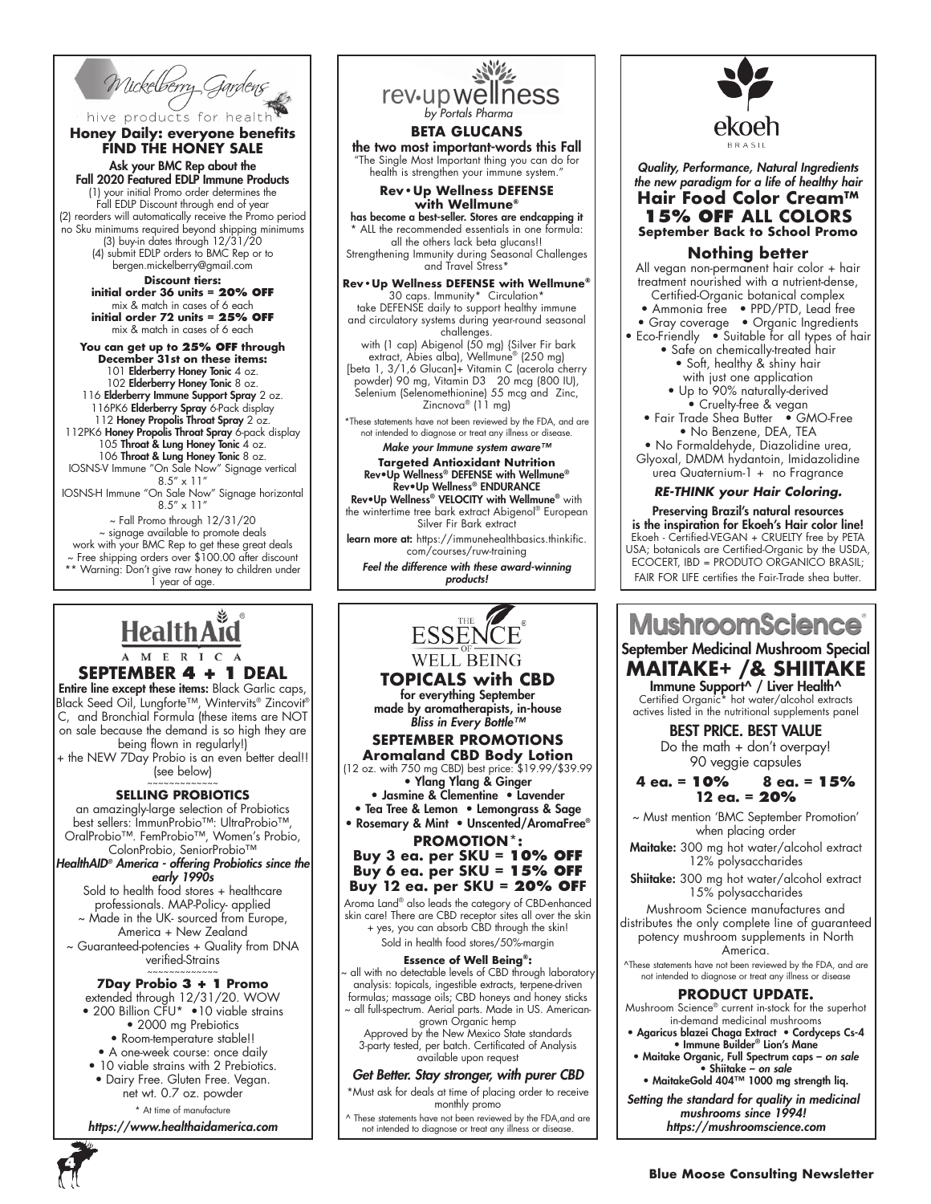Mickelberry Gardens

hive products for health

## Honey Daily: everyone benefits

## FIND THE HONEY SALE

**Ask your BMC Rep about the Fall 2020 Featured EDLP Immune Products**

(1) your initial Promo order determines the Fall EDLP Discount through end of year
(2) reorders will automatically receive the Promo period no Sku minimums required beyond shipping minimums
(3) buy-in dates through 12/31/20
(4) submit EDLP orders to BMC Rep or to bergen.mickelberry@gmail.com

**Discount tiers:**
**initial order 36 units = 20% OFF**
mix & match in cases of 6 each
**initial order 72 units = 25% OFF**
mix & match in cases of 6 each

**You can get up to 25% OFF through December 31st on these items:**

101 **Elderberry Honey Tonic** 4 oz.
102 **Elderberry Honey Tonic** 8 oz.
116 **Elderberry Immune Support Spray** 2 oz.
116PK6 **Elderberry Spray** 6-Pack display
112 **Honey Propolis Throat Spray** 2 oz.
112PK6 **Honey Propolis Throat Spray** 6-pack display
105 **Throat & Lung Honey Tonic** 4 oz.
106 **Throat & Lung Honey Tonic** 8 oz.
IOSNS-V Immune "On Sale Now" Signage vertical 8.5" x 11"
IOSNS-H Immune "On Sale Now" Signage horizontal 8.5" x 11"

~ Fall Promo through 12/31/20
~ signage available to promote deals
work with your BMC Rep to get these great deals
~ Free shipping orders over $100.00 after discount
** Warning: Don't give raw honey to children under 1 year of age.

---

rev•up wellness
*by Portals Pharma*

## BETA GLUCANS

**the two most important-words this Fall**
"The Single Most Important thing you can do for health is strengthen your immune system."

**Rev•Up Wellness DEFENSE with Wellmune®**
**has become a best-seller. Stores are endcapping it**
* ALL the recommended essentials in one formula: all the others lack beta glucans!!
Strengthening Immunity during Seasonal Challenges and Travel Stress*

**Rev•Up Wellness DEFENSE with Wellmune®**
30 caps. Immunity* Circulation*
take DEFENSE daily to support healthy immune and circulatory systems during year-round seasonal challenges.
with (1 cap) Abigenol (50 mg) {Silver Fir bark extract, Abies alba}, Wellmune® (250 mg) [beta 1, 3/1,6 Glucan]+ Vitamin C (acerola cherry powder) 90 mg, Vitamin D3 20 mcg (800 IU), Selenium (Selenomethionine) 55 mcg and Zinc, Zincnova® (11 mg)

*These statements have not been reviewed by the FDA, and are not intended to diagnose or treat any illness or disease.

***Make your Immune system aware™***

**Targeted Antioxidant Nutrition**
**Rev•Up Wellness® DEFENSE with Wellmune®**
**Rev•Up Wellness® ENDURANCE**
**Rev•Up Wellness® VELOCITY with Wellmune®** with the wintertime tree bark extract Abigenol® European Silver Fir Bark extract

**learn more at:** https://immunehealthbasics.thinkific.com/courses/ruw-training

***Feel the difference with these award-winning products!***

---

ekoeh
BRASIL

***Quality, Performance, Natural Ingredients the new paradigm for a life of healthy hair***

## Hair Food Color Cream™

## 15% OFF ALL COLORS

**September Back to School Promo**

### Nothing better

All vegan non-permanent hair color + hair treatment nourished with a nutrient-dense, Certified-Organic botanical complex

- Ammonia free • PPD/PTD, Lead free
- Gray coverage • Organic Ingredients
- Eco-Friendly • Suitable for all types of hair
- Safe on chemically-treated hair
- Soft, healthy & shiny hair with just one application
- Up to 90% naturally-derived
- Cruelty-free & vegan
- Fair Trade Shea Butter • GMO-Free
- No Benzene, DEA, TEA
- No Formaldehyde, Diazolidine urea, Glyoxal, DMDM hydantoin, Imidazolidine urea Quaternium-1 + no Fragrance

***RE-THINK your Hair Coloring.***

**Preserving Brazil's natural resources is the inspiration for Ekoeh's Hair color line!**
Ekoeh - Certified-VEGAN + CRUELTY free by PETA USA; botanicals are Certified-Organic by the USDA, ECOCERT, IBD = PRODUTO ORGANICO BRASIL; FAIR FOR LIFE certifies the Fair-Trade shea butter.

---

HealthAid®
AMERICA

## SEPTEMBER 4 + 1 DEAL

**Entire line except these items:** Black Garlic caps, Black Seed Oil, Lungforte™, Wintervits® Zincovit® C, and Bronchial Formula (these items are NOT on sale because the demand is so high they are being flown in regularly!)
+ the NEW 7Day Probio is an even better deal!! (see below)

~~~~~~~~~~~~~

### SELLING PROBIOTICS

an amazingly-large selection of Probiotics best sellers: ImmunProbio™: UltraProbio™, OralProbio™. FemProbio™, Women's Probio, ColonProbio, SeniorProbio™

***HealthAID® America - offering Probiotics since the early 1990s***

Sold to health food stores + healthcare professionals. MAP-Policy- applied
~ Made in the UK- sourced from Europe, America + New Zealand
~ Guaranteed-potencies + Quality from DNA verified-Strains

~~~~~~~~~~~~~

### 7Day Probio 3 + 1 Promo

extended through 12/31/20. WOW

- 200 Billion CFU* •10 viable strains
- 2000 mg Prebiotics
- Room-temperature stable!!
- A one-week course: once daily
- 10 viable strains with 2 Prebiotics.
- Dairy Free. Gluten Free. Vegan.

net wt. 0.7 oz. powder

* At time of manufacture

***https://www.healthaidamerica.com***

---

THE ESSENCE OF WELL BEING®

## TOPICALS with CBD

**for everything September**
**made by aromatherapists, in-house**
*Bliss in Every Bottle™*

### SEPTEMBER PROMOTIONS

### Aromaland CBD Body Lotion

(12 oz. with 750 mg CBD) best price: $19.99/$39.99

- Ylang Ylang & Ginger
- Jasmine & Clementine • Lavender
- Tea Tree & Lemon • Lemongrass & Sage
- Rosemary & Mint • Unscented/AromaFree®

**PROMOTION*:**
**Buy 3 ea. per SKU = 10% OFF**
**Buy 6 ea. per SKU = 15% OFF**
**Buy 12 ea. per SKU = 20% OFF**

Aroma Land® also leads the category of CBD-enhanced skin care! There are CBD receptor sites all over the skin + yes, you can absorb CBD through the skin!
Sold in health food stores/50%-margin

**Essence of Well Being®:**
~ all with no detectable levels of CBD through laboratory analysis: topicals, ingestible extracts, terpene-driven formulas; massage oils; CBD honeys and honey sticks
~ all full-spectrum. Aerial parts. Made in US. American-grown Organic hemp
Approved by the New Mexico State standards
3-party tested, per batch. Certificated of Analysis available upon request

***Get Better. Stay stronger, with purer CBD***

*Must ask for deals at time of placing order to receive monthly promo

^ These statements have not been reviewed by the FDA,and are not intended to diagnose or treat any illness or disease.

---

MushroomScience®

**September Medicinal Mushroom Special**

## MAITAKE+ /& SHIITAKE

**Immune Support^ / Liver Health^**
Certified Organic* hot water/alcohol extracts actives listed in the nutritional supplements panel

**BEST PRICE. BEST VALUE**
Do the math + don't overpay!
90 veggie capsules

**4 ea. = 10% 8 ea. = 15%**
**12 ea. = 20%**

~ Must mention 'BMC September Promotion' when placing order

**Maitake:** 300 mg hot water/alcohol extract 12% polysaccharides

**Shiitake:** 300 mg hot water/alcohol extract 15% polysaccharides

Mushroom Science manufactures and distributes the only complete line of guaranteed potency mushroom supplements in North America.

^These statements have not been reviewed by the FDA, and are not intended to diagnose or treat any illness or disease

### PRODUCT UPDATE.

Mushroom Science® current in-stock for the superhot in-demand medicinal mushrooms

- Agaricus blazei Chaga Extract • Cordyceps Cs-4
- Immune Builder® Lion's Mane
- Maitake Organic, Full Spectrum caps – *on sale*
- Shiitake – *on sale*
- MaitakeGold 404™ 1000 mg strength liq.

***Setting the standard for quality in medicinal mushrooms since 1994!***
***https://mushroomscience.com***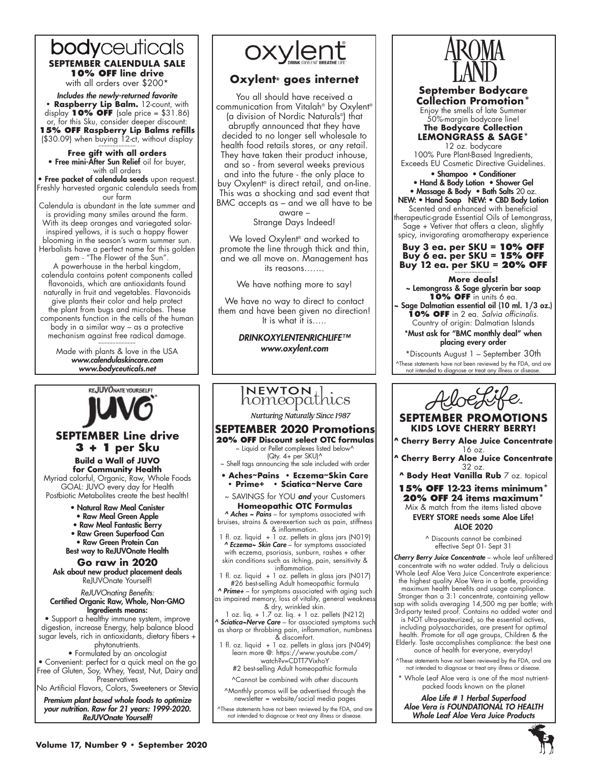# bodyceuticals

**SEPTEMBER CALENDULA SALE**

**10% OFF line drive**

with all orders over $200*

*Includes the newly-returned favorite*

• **Raspberry Lip Balm.** 12-count, with display **10% OFF** (sale price = $31.86) or, for this Sku, consider deeper discount: **15% OFF Raspberry Lip Balms refills** ($30.09) when buying 12-ct, without display

~~~~~~~~~~~~~

**Free gift with all orders**

• **Free mini-After Sun Relief** oil for buyer, with all orders

• **Free packet of calendula seeds** upon request. Freshly harvested organic calendula seeds from our farm

Calendula is abundant in the late summer and is providing many smiles around the farm. With its deep oranges and variegated solar-inspired yellows, it is such a happy flower blooming in the season's warm summer sun. Herbalists have a perfect name for this golden gem - "The Flower of the Sun". A powerhouse in the herbal kingdom, calendula contains potent components called flavonoids, which are antioxidants found naturally in fruit and vegetables. Flavonoids give plants their color and help protect the plant from bugs and microbes. These components function in the cells of the human body in a similar way – as a protective mechanism against free radical damage.

~~~~~~~~~~~~~

Made with plants & love in the USA

*www.calendulaskincare.com*

*www.bodyceuticals.net*

# oxylent

**Oxylent® goes internet**

You all should have received a communication from Vitalah® by Oxylent® (a division of Nordic Naturals®) that abruptly announced that they have decided to no longer sell wholesale to health food retails stores, or any retail. They have taken their product inhouse, and so - from several weeks previous and into the future - the only place to buy Oxylent® is direct retail, and on-line. This was a shocking and sad event that BMC accepts as – and we all have to be aware – Strange Days Indeed!

We loved Oxylent® and worked to promote the line through thick and thin, and we all move on. Management has its reasons…….

We have nothing more to say!

We have no way to direct to contact them and have been given no direction! It is what it is…..

*DRINKOXYLENTENRICHLIFE™*

*www.oxylent.com*

# AROMA LAND

**September Bodycare Collection Promotion***

Enjoy the smells of late Summer 50%-margin bodycare line!

**The Bodycare Collection LEMONGRASS & SAGE***

12 oz. bodycare

100% Pure Plant-Based Ingredients, Exceeds EU Cosmetic Directive Guidelines.

**• Shampoo • Conditioner**
**• Hand & Body Lotion • Shower Gel**
**• Massage & Body • Bath Salts** 20 oz.
**NEW: • Hand Soap NEW: • CBD Body Lotion**

Scented and enhanced with beneficial therapeutic-grade Essential Oils of Lemongrass, Sage + Vetiver that offers a clean, slightly spicy, invigorating aromatherapy experience

**Buy 3 ea. per SKU = 10% OFF**
**Buy 6 ea. per SKU = 15% OFF**
**Buy 12 ea. per SKU = 20% OFF**

~~~~~~~~~~~~~

**More deals!**

**~ Lemongrass & Sage glycerin bar soap 10% OFF** in units 6 ea.

**~ Sage Dalmatian essential oil (10 ml. 1/3 oz.) 10% OFF** in 2 ea. *Salvia officinalis.* Country of origin: Dalmatian Islands

**\*Must ask for "BMC monthly deal" when placing every order**

*Discounts August 1 – September 30th

^These statements have not been reviewed by the FDA, and are not intended to diagnose or treat any illness or disease.

# JUVO

REJUVONATE YOURSELF!

**SEPTEMBER Line drive**

**3 + 1 per Sku**

**Build a Wall of JUVO for Community Health**

Myriad colorful, Organic, Raw, Whole Foods GOAL: JUVO every day for Health Postbiotic Metabolites create the best health!

**• Natural Raw Meal Canister**
**• Raw Meal Green Apple**
**• Raw Meal Fantastic Berry**
**• Raw Green Superfood Can**
**• Raw Green Protein Can**

**Best way to ReJUVOnate Health**

**Go raw in 2020**

**Ask about new product placement deals**

ReJUVOnate Yourself!

*ReJUVOnating Benefits:*

**Certified Organic Raw, Whole, Non-GMO Ingredients means:**

• Support a healthy immune system, improve digestion, increase Energy, help balance blood sugar levels, rich in antioxidants, dietary fibers + phytonutrients.

• Formulated by an oncologist

• Convenient: perfect for a quick meal on the go Free of Gluten, Soy, Whey, Yeast, Nut, Dairy and Preservatives

No Artificial Flavors, Colors, Sweeteners or Stevia

***Premium plant based whole foods to optimize your nutrition. Raw for 21 years: 1999-2020. ReJUVOnate Yourself!***

# NEWTON homeopathics

*Nurturing Naturally Since 1987*

**SEPTEMBER 2020 Promotions**

**20% OFF Discount select OTC formulas**

~ Liquid or Pellet complexes listed below^ (Qty. 4+ per SKU)^

~ Shelf tags announcing the sale included with order

**• Aches~Pains • Eczema~Skin Care**
**• Prime+ • Sciatica~Nerve Care**

~ SAVINGS for YOU ***and*** your Customers

**Homeopathic OTC Formulas**

***^ Aches ~ Pains*** – for symptoms associated with bruises, strains & overexertion such as pain, stiffness & inflammation.

1 fl. oz. liquid + 1 oz. pellets in glass jars (N019)

***^ Eczema~ Skin Care*** – for symptoms associated with eczema, psoriasis, sunburn, rashes + other skin conditions such as itching, pain, sensitivity & inflammation.

1 fl. oz. liquid + 1 oz. pellets in glass jars (N017)

#26 best-selling Adult homeopathic formula

***^ Prime+*** – for symptoms associated with aging such as impaired memory, loss of vitality, general weakness & dry, wrinkled skin.

1 oz. liq. + 1.7 oz. liq. + 1 oz. pellets (N212)

***^ Sciatica~Nerve Care*** – for associated symptoms such as sharp or throbbing pain, inflammation, numbness & discomfort.

1 fl. oz. liquid + 1 oz. pellets in glass jars (N049)

learn more @: https://www.youtube.com/watch?v=CDTT7VixhoY

#2 best-selling Adult homeopathic formula

^Cannot be combined with other discounts

^Monthly promos will be advertised through the newsletter = website/social media pages

^These statements have not been reviewed by the FDA, and are not intended to diagnose or treat any illness or disease.

# AloeLife

**SEPTEMBER PROMOTIONS**

**KIDS LOVE CHERRY BERRY!**

**^ Cherry Berry Aloe Juice Concentrate** 16 oz.

**^ Cherry Berry Aloe Juice Concentrate** 32 oz.

**^ Body Heat Vanilla Rub** 7 oz. topical

**15% OFF 12-23 items minimum***
**20% OFF 24 items maximum***

Mix & match from the items listed above

**EVERY STORE needs some Aloe Life!**

**ALOE 2020**

^ Discounts cannot be combined effective Sept 01- Sept 31

***Cherry Berry Juice Concentrate*** – whole leaf unfiltered concentrate with no water added. Truly a delicious Whole Leaf Aloe Vera Juice Concentrate experience: the highest quality Aloe Vera in a bottle, providing maximum health benefits and usage compliance. Stronger than a 3:1 concentrate, containing yellow sap with solids averaging 14,500 mg per bottle; with 3rd-party tested proof. Contains no added water and is NOT ultra-pasteurized, so the essential actives, including polysaccharides, are present for optimal health. Promote for all age groups, Children & the Elderly. Taste accomplishes compliance: the best one ounce of health for everyone, everyday!

^These statements have not been reviewed by the FDA, and are not intended to diagnose or treat any illness or disease.

\* Whole Leaf Aloe vera is one of the most nutrient-packed foods known on the planet

***Aloe Life # 1 Herbal Superfood***
***Aloe Vera is FOUNDATIONAL TO HEALTH***
***Whole Leaf Aloe Vera Juice Products***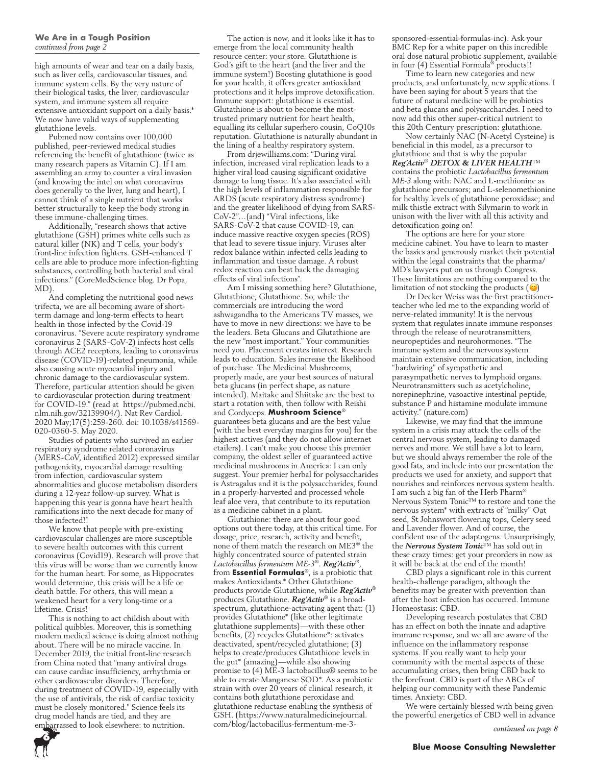**We Are in a Tough Position**
*continued from page 2*

high amounts of wear and tear on a daily basis, such as liver cells, cardiovascular tissues, and immune system cells. By the very nature of their biological tasks, the liver, cardiovascular system, and immune system all require extensive antioxidant support on a daily basis.* We now have valid ways of supplementing glutathione levels.

Pubmed now contains over 100,000 published, peer-reviewed medical studies referencing the benefit of glutathione (twice as many research papers as Vitamin C). If I am assembling an army to counter a viral invasion (and knowing the intel on what coronavirus does generally to the liver, lung and heart), I cannot think of a single nutrient that works better structurally to keep the body strong in these immune-challenging times.

Additionally, "research shows that active glutathione (GSH) primes white cells such as natural killer (NK) and T cells, your body's front-line infection fighters. GSH-enhanced T cells are able to produce more infection-fighting substances, controlling both bacterial and viral infections." (CoreMedScience blog. Dr Popa, MD).

And completing the nutritional good news trifecta, we are all becoming aware of short-term damage and long-term effects to heart health in those infected by the Covid-19 coronavirus. "Severe acute respiratory syndrome coronavirus 2 (SARS-CoV-2) infects host cells through ACE2 receptors, leading to coronavirus disease (COVID-19)-related pneumonia, while also causing acute myocardial injury and chronic damage to the cardiovascular system. Therefore, particular attention should be given to cardiovascular protection during treatment for COVID-19." (read at https://pubmed.ncbi.nlm.nih.gov/32139904/). Nat Rev Cardiol. 2020 May;17(5):259-260. doi: 10.1038/s41569-020-0360-5. May 2020.

Studies of patients who survived an earlier respiratory syndrome related coronavirus (MERS-CoV, identified 2012) expressed similar pathogenicity, myocardial damage resulting from infection, cardiovascular system abnormalities and glucose metabolism disorders during a 12-year follow-up survey. What is happening this year is gonna have heart health ramifications into the next decade for many of those infected!!

We know that people with pre-existing cardiovascular challenges are more susceptible to severe health outcomes with this current coronavirus (Covid19). Research will prove that this virus will be worse than we currently know for the human heart. For some, as Hippocrates would determine, this crisis will be a life or death battle. For others, this will mean a weakened heart for a very long-time or a lifetime. Crisis!

This is nothing to act childish about with political quibbles. Moreover, this is something modern medical science is doing almost nothing about. There will be no miracle vaccine. In December 2019, the initial front-line research from China noted that "many antiviral drugs can cause cardiac insufficiency, arrhythmia or other cardiovascular disorders. Therefore, during treatment of COVID-19, especially with the use of antivirals, the risk of cardiac toxicity must be closely monitored." Science feels its drug model hands are tied, and they are embarrassed to look elsewhere: to nutrition.

The action is now, and it looks like it has to emerge from the local community health resource center: your store. Glutathione is God's gift to the heart (and the liver and the immune system!) Boosting glutathione is good for your health, it offers greater antioxidant protections and it helps improve detoxification. Immune support: glutathione is essential. Glutathione is about to become the most-trusted primary nutrient for heart health, equalling its cellular superhero cousin, CoQ10s reputation. Glutathione is naturally abundant in the lining of a healthy respiratory system.

From drjewilliams.com: "During viral infection, increased viral replication leads to a higher viral load causing significant oxidative damage to lung tissue. It's also associated with the high levels of inflammation responsible for ARDS (acute respiratory distress syndrome) and the greater likelihood of dying from SARS-CoV-2"…(and) "Viral infections, like SARS-CoV-2 that cause COVID-19, can induce massive reactive oxygen species (ROS) that lead to severe tissue injury. Viruses alter redox balance within infected cells leading to inflammation and tissue damage. A robust redox reaction can beat back the damaging effects of viral infections".

Am I missing something here? Glutathione, Glutathione, Glutathione. So, while the commercials are introducing the word ashwagandha to the Americans TV masses, we have to move in new directions: we have to be the leaders. Beta Glucans and Glutathione are the new "most important." Your communities need you. Placement creates interest. Research leads to education. Sales increase the likelihood of purchase. The Medicinal Mushrooms, properly made, are your best sources of natural beta glucans (in perfect shape, as nature intended). Maitake and Shiitake are the best to start a rotation with, then follow with Reishi and Cordyceps. **Mushroom Science**® guarantees beta glucans and are the best value (with the best everyday margins for you) for the highest actives (and they do not allow internet etailers). I can't make you choose this premier company, the oldest seller of guaranteed active medicinal mushrooms in America: I can only suggest. Your premier herbal for polysaccharides is Astragalus and it is the polysaccharides, found in a properly-harvested and processed whole leaf aloe vera, that contribute to its reputation as a medicine cabinet in a plant.

Glutathione: there are about four good options out there today, at this critical time. For dosage, price, research, activity and benefit, none of them match the research on ME3® the highly concentrated source of patented strain *Lactobacillus fermentum ME-3*®. ***Reg'Activ***®, from **Essential Formulas**®, is a probiotic that makes Antioxidants.* Other Glutathione products provide Glutathione, while ***Reg'Activ***® produces Glutathione. ***Reg'Activ***® is a broad-spectrum, glutathione-activating agent that: (1) provides Glutathione* (like other legitimate glutathione supplements)—with these other benefits, (2) recycles Glutathione*: activates deactivated, spent/recycled glutathione; (3) helps to create/produces Glutathione levels in the gut* (amazing)—while also showing promise to (4) ME-3 lactobacillus® seems to be able to create Manganese SOD*. As a probiotic strain with over 20 years of clinical research, it contains both glutathione peroxidase and glutathione reductase enabling the synthesis of GSH. (https://www.naturalmedicinejournal.com/blog/lactobacillus-fermentum-me-3-sponsored-essential-formulas-inc). Ask your BMC Rep for a white paper on this incredible oral dose natural probiotic supplement, available in four (4) Essential Formula® products!!

Time to learn new categories and new products, and unfortunately, new applications. I have been saying for about 5 years that the future of natural medicine will be probiotics and beta glucans and polysaccharides. I need to now add this other super-critical nutrient to this 20th Century prescription: glutathione.

Now certainly NAC (N-Acetyl Cysteine) is beneficial in this model, as a precursor to glutathione and that is why the popular ***Reg'Activ***® ***DETOX & LIVER HEALTH***™ contains the probiotic *Lactobacillus fermentum ME-3* along with: NAC and L-methionine as glutathione precursors; and L-selenomethionine for healthy levels of glutathione peroxidase; and milk thistle extract with Silymarin to work in unison with the liver with all this activity and detoxification going on!

The options are here for your store medicine cabinet. You have to learn to master the basics and generously market their potential within the legal constraints that the pharma/MD's lawyers put on us through Congress. These limitations are nothing compared to the limitation of not stocking the products (😊)

Dr Decker Weiss was the first practitioner-teacher who led me to the expanding world of nerve-related immunity! It is the nervous system that regulates innate immune responses through the release of neurotransmitters, neuropeptides and neurohormones. "The immune system and the nervous system maintain extensive communication, including "hardwiring" of sympathetic and parasympathetic nerves to lymphoid organs. Neurotransmitters such as acetylcholine, norepinephrine, vasoactive intestinal peptide, substance P and histamine modulate immune activity." (nature.com)

Likewise, we may find that the immune system in a crisis may attack the cells of the central nervous system, leading to damaged nerves and more. We still have a lot to learn, but we should always remember the role of the good fats, and include into our presentation the products we used for anxiety, and support that nourishes and reinforces nervous system health. I am such a big fan of the Herb Pharm® Nervous System Tonic™ to restore and tone the nervous system* with extracts of "milky" Oat seed, St Johnswort flowering tops, Celery seed and Lavender flower. And of course, the confident use of the adaptogens. Unsurprisingly, the ***Nervous System Tonic***™ has sold out in these crazy times: get your preorders in now as it will be back at the end of the month!

CBD plays a significant role in this current health-challenge paradigm, although the benefits may be greater with prevention than after the host infection has occurred. Immune Homeostasis: CBD.

Developing research postulates that CBD has an effect on both the innate and adaptive immune response, and we all are aware of the influence on the inflammatory response systems. If you really want to help your community with the mental aspects of these accumulating crises, then bring CBD back to the forefront. CBD is part of the ABCs of helping our community with these Pandemic times. Anxiety: CBD.

We were certainly blessed with being given the powerful energetics of CBD well in advance

*continued on page 8*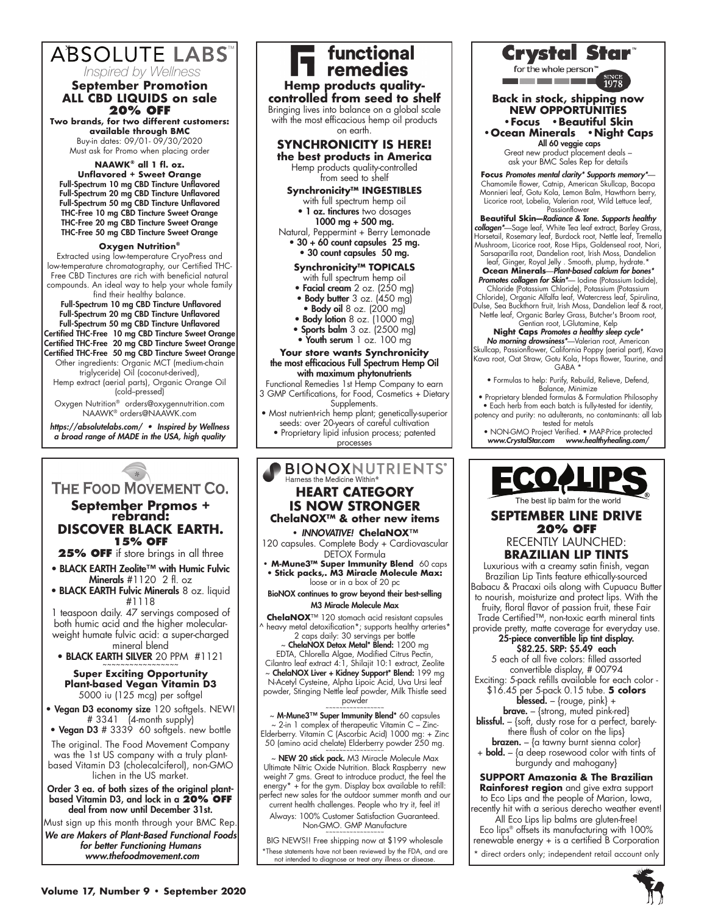# ABSOLUTE LABS™

*Inspired by Wellness*

## September Promotion
## ALL CBD LIQUIDS on sale
## 20% OFF

**Two brands, for two different customers: available through BMC**

Buy-in dates: 09/01- 09/30/2020

Must ask for Promo when placing order

**NAAWK® all 1 fl. oz.**
**Unflavored + Sweet Orange**

Full-Spectrum 10 mg CBD Tincture Unflavored
Full-Spectrum 20 mg CBD Tincture Unflavored
Full-Spectrum 50 mg CBD Tincture Unflavored
THC-Free 10 mg CBD Tincture Sweet Orange
THC-Free 20 mg CBD Tincture Sweet Orange
THC-Free 50 mg CBD Tincture Sweet Orange

**Oxygen Nutrition®**

Extracted using low-temperature CryoPress and low-temperature chromatography, our Certified THC-Free CBD Tinctures are rich with beneficial natural compounds. An ideal way to help your whole family find their balance.

Full-Spectrum 10 mg CBD Tincture Unflavored
Full-Spectrum 20 mg CBD Tincture Unflavored
Full-Spectrum 50 mg CBD Tincture Unflavored
Certified THC-Free 10 mg CBD Tincture Sweet Orange
Certified THC-Free 20 mg CBD Tincture Sweet Orange
Certified THC-Free 50 mg CBD Tincture Sweet Orange

Other ingredients: Organic MCT (medium-chain triglyceride) Oil (coconut-derived), Hemp extract (aerial parts), Organic Orange Oil (cold–pressed)

Oxygen Nutrition® orders@oxygennutrition.com
NAAWK® orders@NAAWK.com

*https://absolutelabs.com/ • Inspired by Wellness a broad range of MADE in the USA, high quality*

---

# functional remedies

## Hemp products quality-controlled from seed to shelf

Bringing lives into balance on a global scale with the most efficacious hemp oil products on earth.

## SYNCHRONICITY IS HERE!
## the best products in America

Hemp products quality-controlled from seed to shelf

**Synchronicity™ INGESTIBLES**

with full spectrum hemp oil

- **1 oz. tinctures** two dosages **1000 mg + 500 mg.** Natural, Peppermint + Berry Lemonade
- **30 + 60 count capsules 25 mg.**
- **30 count capsules 50 mg.**

**Synchronicity™ TOPICALS**

with full spectrum hemp oil

- **Facial cream** 2 oz. (250 mg)
- **Body butter** 3 oz. (450 mg)
- **Body oil** 8 oz. (200 mg)
- **Body lotion** 8 oz. (1000 mg)
- **Sports balm** 3 oz. (2500 mg)
- **Youth serum** 1 oz. 100 mg

**Your store wants Synchronicity the most efficacious Full Spectrum Hemp Oil with maximum phytonutrients**

Functional Remedies 1st Hemp Company to earn 3 GMP Certifications, for Food, Cosmetics + Dietary Supplements.

- Most nutrient-rich hemp plant; genetically-superior seeds: over 20-years of careful cultivation
- Proprietary lipid infusion process; patented processes

---

# Crystal Star™

for the whole person™ SINCE 1978

## Back in stock, shipping now
## NEW OPPORTUNITIES
## •Focus •Beautiful Skin
## •Ocean Minerals •Night Caps

**All 60 veggie caps**

Great new product placement deals – ask your BMC Sales Rep for details

**Focus** ***Promotes mental clarity* Supports memory****— Chamomile flower, Catnip, American Skullcap, Bacopa Monnieri leaf, Gotu Kola, Lemon Balm, Hawthorn berry, Licorice root, Lobelia, Valerian root, Wild Lettuce leaf, Passionflower

**Beautiful Skin—*Radiance & Tone. Supports healthy collagen****—Sage leaf, White Tea leaf extract, Barley Grass, Horsetail, Rosemary leaf, Burdock root, Nettle leaf, Tremella Mushroom, Licorice root, Rose Hips, Goldenseal root, Nori, Sarsaparilla root, Dandelion root, Irish Moss, Dandelion leaf, Ginger, Royal Jelly . Smooth, plump, hydrate.*

**Ocean Minerals**—***Plant-based calcium for bones* Promotes collagen for Skin****— Iodine (Potassium Iodide), Chloride (Potassium Chloride), Potassium (Potassium Chloride), Organic Alfalfa leaf, Watercress leaf, Spirulina, Dulse, Sea Buckthorn fruit, Irish Moss, Dandelion leaf & root, Nettle leaf, Organic Barley Grass, Butcher's Broom root, Gentian root, L-Glutamine, Kelp

**Night Caps** ***Promotes a healthy sleep cycle* No morning drowsiness****—Valerian root, American Skullcap, Passionflower, California Poppy (aerial part), Kava Kava root, Oat Straw, Gotu Kola, Hops flower, Taurine, and GABA *

- Formulas to help: Purify, Rebuild, Relieve, Defend, Balance, Minimize
- Proprietary blended formulas & Formulation Philosophy
- Each herb from each batch is fully-tested for identity, potency and purity: no adulterants, no contaminants: all lab tested for metals
- NON-GMO Project Verified. • MAP-Price protected

***www.CrystalStar.com www.healthyhealing.com/***

---

# THE FOOD MOVEMENT CO.

## September Promos + rebrand:
## DISCOVER BLACK EARTH.
## 15% OFF

**25% OFF** if store brings in all three

- **BLACK EARTH Zeolite™ with Humic Fulvic Minerals** #1120 2 fl. oz
- **BLACK EARTH Fulvic Minerals** 8 oz. liquid #1118

1 teaspoon daily. 47 servings composed of both humic acid and the higher molecular-weight humate fulvic acid: a super-charged mineral blend

- **BLACK EARTH SILVER** 20 PPM #1121

**Super Exciting Opportunity**
**Plant-based Vegan Vitamin D3**

5000 iu (125 mcg) per softgel

- **Vegan D3 economy size** 120 softgels. NEW! # 3341 (4-month supply)
- **Vegan D3** # 3339 60 softgels. new bottle

The original. The Food Movement Company was the 1st US company with a truly plant-based Vitamin D3 (cholecalciferol), non-GMO lichen in the US market.

**Order 3 ea. of both sizes of the original plant-based Vitamin D3, and lock in a 20% OFF deal from now until December 31st.**

Must sign up this month through your BMC Rep.

***We are Makers of Plant-Based Functional Foods for better Functioning Humans www.thefoodmovement.com***

---

# BIONOXNUTRIENTS®

Harness the Medicine Within®

## HEART CATEGORY IS NOW STRONGER
## ChelaNOX™ & other new items

- ***INNOVATIVE!* ChelaNOX™** 120 capsules. Complete Body + Cardiovascular DETOX Formula
- **M-Mune3™ Super Immunity Blend** 60 caps
- **Stick packs,. M3 Miracle Molecule Max:** loose or in a box of 20 pc

**BioNOX continues to grow beyond their best-selling M3 Miracle Molecule Max**

**ChelaNOX**™ 120 stomach acid resistant capsules ^ heavy metal detoxification*; supports healthy arteries* 2 caps daily: 30 servings per bottle

~ **ChelaNOX Detox Metal* Blend:** 1200 mg EDTA, Chlorella Algae, Modified Citrus Pectin, Cilantro leaf extract 4:1, Shilajit 10:1 extract, Zeolite

~ **ChelaNOX Liver + Kidney Support* Blend:** 199 mg N-Acetyl Cysteine, Alpha Lipoic Acid, Uva Ursi leaf powder, Stinging Nettle leaf powder, Milk Thistle seed powder

~ **M-Mune3™ Super Immunity Blend*** 60 capsules ~ 2-in 1 complex of therapeutic Vitamin C – Zinc-Elderberry. Vitamin C (Ascorbic Acid) 1000 mg: + Zinc 50 (amino acid chelate) Elderberry powder 250 mg.

~ **NEW 20 stick pack.** M3 Miracle Molecule Max Ultimate Nitric Oxide Nutrition. Black Raspberry new weight 7 gms. Great to introduce product, the feel the energy* + for the gym. Display box available to refill: perfect new sales for the outdoor summer month and our current health challenges. People who try it, feel it!

Always: 100% Customer Satisfaction Guaranteed. Non-GMO. GMP Manufacture

BIG NEWS!! Free shipping now at $199 wholesale

*These statements have not been reviewed by the FDA, and are not intended to diagnose or treat any illness or disease.

---

# ECO LIPS®

The best lip balm for the world

## SEPTEMBER LINE DRIVE
## 20% OFF
## RECENTLY LAUNCHED:
## BRAZILIAN LIP TINTS

Luxurious with a creamy satin finish, vegan Brazilian Lip Tints feature ethically-sourced Babacu & Pracaxi oils along with Cupuacu Butter to nourish, moisturize and protect lips. With the fruity, floral flavor of passion fruit, these Fair Trade Certified™, non-toxic earth mineral tints provide pretty, matte coverage for everyday use.

**25-piece convertible lip tint display. $82.25. SRP: $5.49 each**

5 each of all five colors: filled assorted convertible display, # 00794

Exciting: 5-pack refills available for each color - $16.45 per 5-pack 0.15 tube. **5 colors**

**blessed.** – {rouge, pink} +
**brave.** – {strong, muted pink-red}
**blissful.** – {soft, dusty rose for a perfect, barely-there flush of color on the lips}
**brazen.** – {a tawny burnt sienna color}
+ **bold.** – {a deep rosewood color with tints of burgundy and mahogany}

**SUPPORT Amazonia & The Brazilian Rainforest region** and give extra support to Eco Lips and the people of Marion, Iowa, recently hit with a serious derecho weather event!

All Eco Lips lip balms are gluten-free!

Eco lips® offsets its manufacturing with 100% renewable energy + is a certified B Corporation

\* direct orders only; independent retail account only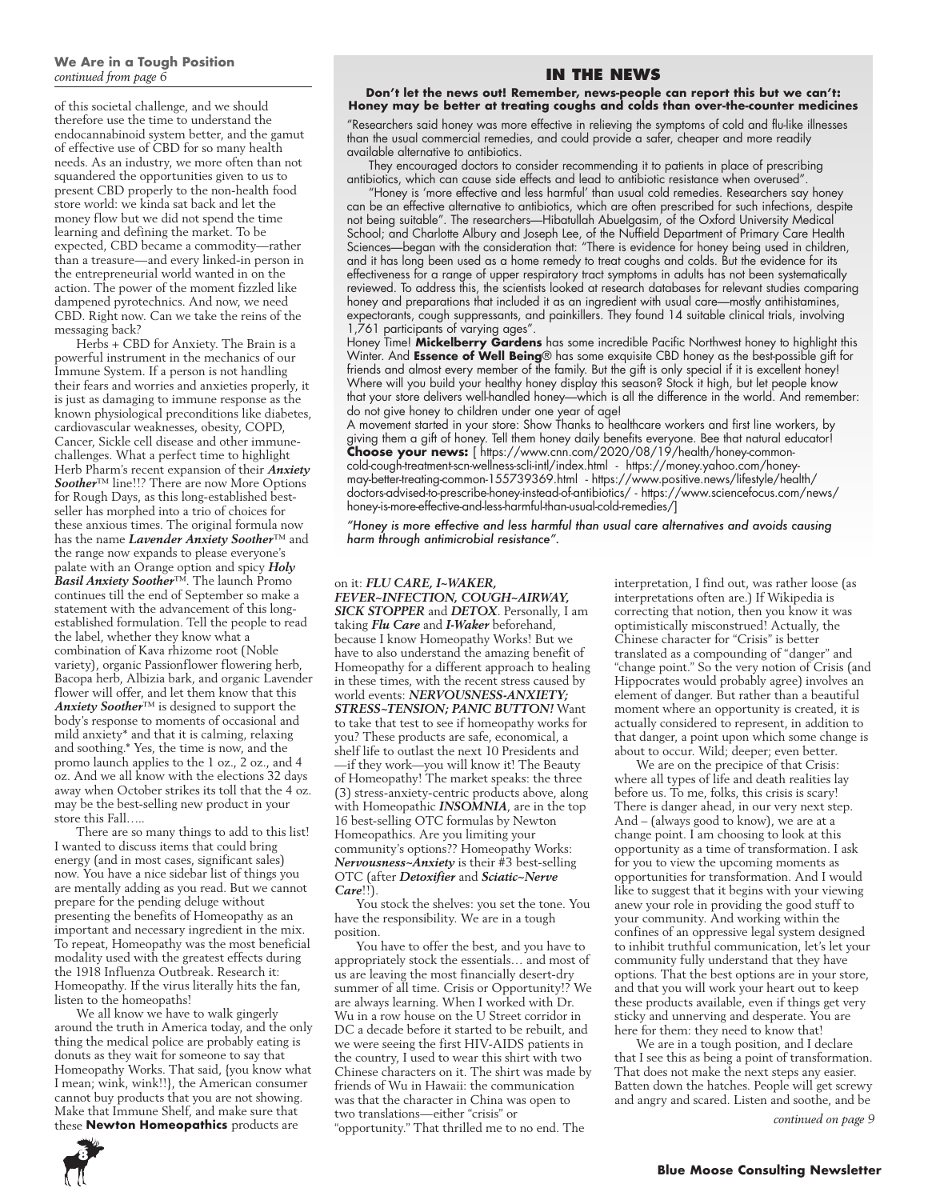**We Are in a Tough Position**
*continued from page 6*

of this societal challenge, and we should therefore use the time to understand the endocannabinoid system better, and the gamut of effective use of CBD for so many health needs. As an industry, we more often than not squandered the opportunities given to us to present CBD properly to the non-health food store world: we kinda sat back and let the money flow but we did not spend the time learning and defining the market. To be expected, CBD became a commodity—rather than a treasure—and every linked-in person in the entrepreneurial world wanted in on the action. The power of the moment fizzled like dampened pyrotechnics. And now, we need CBD. Right now. Can we take the reins of the messaging back?

Herbs + CBD for Anxiety. The Brain is a powerful instrument in the mechanics of our Immune System. If a person is not handling their fears and worries and anxieties properly, it is just as damaging to immune response as the known physiological preconditions like diabetes, cardiovascular weaknesses, obesity, COPD, Cancer, Sickle cell disease and other immune-challenges. What a perfect time to highlight Herb Pharm's recent expansion of their ***Anxiety Soother***™ line!!? There are now More Options for Rough Days, as this long-established best-seller has morphed into a trio of choices for these anxious times. The original formula now has the name ***Lavender Anxiety Soother***™ and the range now expands to please everyone's palate with an Orange option and spicy ***Holy Basil Anxiety Soother***™. The launch Promo continues till the end of September so make a statement with the advancement of this long-established formulation. Tell the people to read the label, whether they know what a combination of Kava rhizome root (Noble variety), organic Passionflower flowering herb, Bacopa herb, Albizia bark, and organic Lavender flower will offer, and let them know that this ***Anxiety Soother***™ is designed to support the body's response to moments of occasional and mild anxiety* and that it is calming, relaxing and soothing.* Yes, the time is now, and the promo launch applies to the 1 oz., 2 oz., and 4 oz. And we all know with the elections 32 days away when October strikes its toll that the 4 oz. may be the best-selling new product in your store this Fall…..

There are so many things to add to this list! I wanted to discuss items that could bring energy (and in most cases, significant sales) now. You have a nice sidebar list of things you are mentally adding as you read. But we cannot prepare for the pending deluge without presenting the benefits of Homeopathy as an important and necessary ingredient in the mix. To repeat, Homeopathy was the most beneficial modality used with the greatest effects during the 1918 Influenza Outbreak. Research it: Homeopathy. If the virus literally hits the fan, listen to the homeopaths!

We all know we have to walk gingerly around the truth in America today, and the only thing the medical police are probably eating is donuts as they wait for someone to say that Homeopathy Works. That said, {you know what I mean; wink, wink!!}, the American consumer cannot buy products that you are not showing. Make that Immune Shelf, and make sure that these **Newton Homeopathics** products are on it: ***FLU CARE, I~WAKER, FEVER~INFECTION, COUGH~AIRWAY, SICK STOPPER*** and ***DETOX***. Personally, I am taking ***Flu Care*** and ***I-Waker*** beforehand, because I know Homeopathy Works! But we have to also understand the amazing benefit of Homeopathy for a different approach to healing in these times, with the recent stress caused by world events: ***NERVOUSNESS-ANXIETY; STRESS~TENSION; PANIC BUTTON!*** Want to take that test to see if homeopathy works for you? These products are safe, economical, a shelf life to outlast the next 10 Presidents and —if they work—you will know it! The Beauty of Homeopathy! The market speaks: the three (3) stress-anxiety-centric products above, along with Homeopathic ***INSOMNIA***, are in the top 16 best-selling OTC formulas by Newton Homeopathics. Are you limiting your community's options?? Homeopathy Works: ***Nervousness~Anxiety*** is their #3 best-selling OTC (after ***Detoxifier*** and ***Sciatic~Nerve Care***!!).

You stock the shelves: you set the tone. You have the responsibility. We are in a tough position.

You have to offer the best, and you have to appropriately stock the essentials… and most of us are leaving the most financially desert-dry summer of all time. Crisis or Opportunity!? We are always learning. When I worked with Dr. Wu in a row house on the U Street corridor in DC a decade before it started to be rebuilt, and we were seeing the first HIV-AIDS patients in the country, I used to wear this shirt with two Chinese characters on it. The shirt was made by friends of Wu in Hawaii: the communication was that the character in China was open to two translations—either "crisis" or "opportunity." That thrilled me to no end. The interpretation, I find out, was rather loose (as interpretations often are.) If Wikipedia is correcting that notion, then you know it was optimistically misconstrued! Actually, the Chinese character for "Crisis" is better translated as a compounding of "danger" and "change point." So the very notion of Crisis (and Hippocrates would probably agree) involves an element of danger. But rather than a beautiful moment where an opportunity is created, it is actually considered to represent, in addition to that danger, a point upon which some change is about to occur. Wild; deeper; even better.

We are on the precipice of that Crisis: where all types of life and death realities lay before us. To me, folks, this crisis is scary! There is danger ahead, in our very next step. And – (always good to know), we are at a change point. I am choosing to look at this opportunity as a time of transformation. I ask for you to view the upcoming moments as opportunities for transformation. And I would like to suggest that it begins with your viewing anew your role in providing the good stuff to your community. And working within the confines of an oppressive legal system designed to inhibit truthful communication, let's let your community fully understand that they have options. That the best options are in your store, and that you will work your heart out to keep these products available, even if things get very sticky and unnerving and desperate. You are here for them: they need to know that!

We are in a tough position, and I declare that I see this as being a point of transformation. That does not make the next steps any easier. Batten down the hatches. People will get screwy and angry and scared. Listen and soothe, and be

*continued on page 9*

## IN THE NEWS

**Don't let the news out! Remember, news-people can report this but we can't: Honey may be better at treating coughs and colds than over-the-counter medicines**

"Researchers said honey was more effective in relieving the symptoms of cold and flu-like illnesses than the usual commercial remedies, and could provide a safer, cheaper and more readily available alternative to antibiotics.

They encouraged doctors to consider recommending it to patients in place of prescribing antibiotics, which can cause side effects and lead to antibiotic resistance when overused".

"Honey is 'more effective and less harmful' than usual cold remedies. Researchers say honey can be an effective alternative to antibiotics, which are often prescribed for such infections, despite not being suitable". The researchers—Hibatullah Abuelgasim, of the Oxford University Medical School; and Charlotte Albury and Joseph Lee, of the Nuffield Department of Primary Care Health Sciences—began with the consideration that: "There is evidence for honey being used in children, and it has long been used as a home remedy to treat coughs and colds. But the evidence for its effectiveness for a range of upper respiratory tract symptoms in adults has not been systematically reviewed. To address this, the scientists looked at research databases for relevant studies comparing honey and preparations that included it as an ingredient with usual care—mostly antihistamines, expectorants, cough suppressants, and painkillers. They found 14 suitable clinical trials, involving 1,761 participants of varying ages".

Honey Time! **Mickelberry Gardens** has some incredible Pacific Northwest honey to highlight this Winter. And **Essence of Well Being**® has some exquisite CBD honey as the best-possible gift for friends and almost every member of the family. But the gift is only special if it is excellent honey! Where will you build your healthy honey display this season? Stock it high, but let people know that your store delivers well-handled honey—which is all the difference in the world. And remember: do not give honey to children under one year of age!

A movement started in your store: Show Thanks to healthcare workers and first line workers, by giving them a gift of honey. Tell them honey daily benefits everyone. Bee that natural educator!

**Choose your news:** [ https://www.cnn.com/2020/08/19/health/honey-common-cold-cough-treatment-scn-wellness-scli-intl/index.html - https://money.yahoo.com/honey-may-better-treating-common-155739369.html - https://www.positive.news/lifestyle/health/doctors-advised-to-prescribe-honey-instead-of-antibiotics/ - https://www.sciencefocus.com/news/honey-is-more-effective-and-less-harmful-than-usual-cold-remedies/]

*"Honey is more effective and less harmful than usual care alternatives and avoids causing harm through antimicrobial resistance".*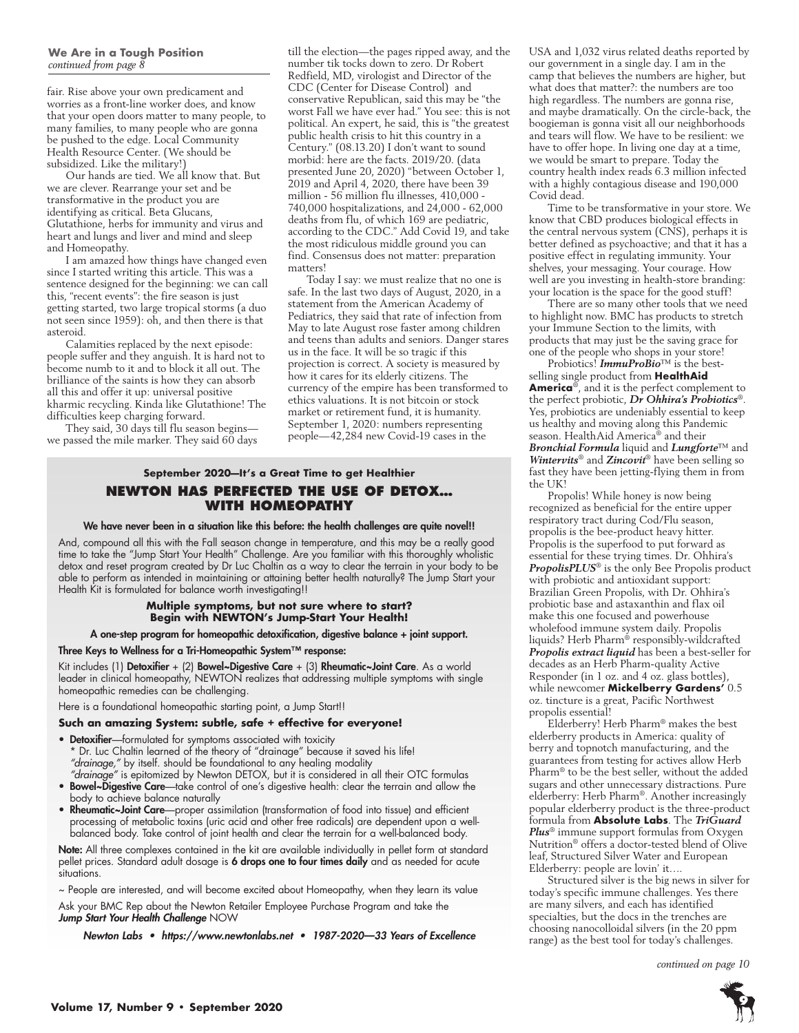**We Are in a Tough Position**
*continued from page 8*

fair. Rise above your own predicament and worries as a front-line worker does, and know that your open doors matter to many people, to many families, to many people who are gonna be pushed to the edge. Local Community Health Resource Center. (We should be subsidized. Like the military!)

Our hands are tied. We all know that. But we are clever. Rearrange your set and be transformative in the product you are identifying as critical. Beta Glucans, Glutathione, herbs for immunity and virus and heart and lungs and liver and mind and sleep and Homeopathy.

I am amazed how things have changed even since I started writing this article. This was a sentence designed for the beginning: we can call this, "recent events": the fire season is just getting started, two large tropical storms (a duo not seen since 1959): oh, and then there is that asteroid.

Calamities replaced by the next episode: people suffer and they anguish. It is hard not to become numb to it and to block it all out. The brilliance of the saints is how they can absorb all this and offer it up: universal positive kharmic recycling. Kinda like Glutathione! The difficulties keep charging forward.

They said, 30 days till flu season begins—we passed the mile marker. They said 60 days till the election—the pages ripped away, and the number tik tocks down to zero. Dr Robert Redfield, MD, virologist and Director of the CDC (Center for Disease Control) and conservative Republican, said this may be "the worst Fall we have ever had." You see: this is not political. An expert, he said, this is "the greatest public health crisis to hit this country in a Century." (08.13.20) I don't want to sound morbid: here are the facts. 2019/20. (data presented June 20, 2020) "between October 1, 2019 and April 4, 2020, there have been 39 million - 56 million flu illnesses, 410,000 - 740,000 hospitalizations, and 24,000 - 62,000 deaths from flu, of which 169 are pediatric, according to the CDC." Add Covid 19, and take the most ridiculous middle ground you can find. Consensus does not matter: preparation matters!

Today I say: we must realize that no one is safe. In the last two days of August, 2020, in a statement from the American Academy of Pediatrics, they said that rate of infection from May to late August rose faster among children and teens than adults and seniors. Danger stares us in the face. It will be so tragic if this projection is correct. A society is measured by how it cares for its elderly citizens. The currency of the empire has been transformed to ethics valuations. It is not bitcoin or stock market or retirement fund, it is humanity. September 1, 2020: numbers representing people—42,284 new Covid-19 cases in the USA and 1,032 virus related deaths reported by our government in a single day. I am in the camp that believes the numbers are higher, but what does that matter?: the numbers are too high regardless. The numbers are gonna rise, and maybe dramatically. On the circle-back, the boogieman is gonna visit all our neighborhoods and tears will flow. We have to be resilient: we have to offer hope. In living one day at a time, we would be smart to prepare. Today the country health index reads 6.3 million infected with a highly contagious disease and 190,000 Covid dead.

Time to be transformative in your store. We know that CBD produces biological effects in the central nervous system (CNS), perhaps it is better defined as psychoactive; and that it has a positive effect in regulating immunity. Your shelves, your messaging. Your courage. How well are you investing in health-store branding: your location is the space for the good stuff!

There are so many other tools that we need to highlight now. BMC has products to stretch your Immune Section to the limits, with products that may just be the saving grace for one of the people who shops in your store!

Probiotics! ***ImmuProBio***™ is the best-selling single product from **HealthAid America**®, and it is the perfect complement to the perfect probiotic, ***Dr Ohhira's Probiotics***®. Yes, probiotics are undeniably essential to keep us healthy and moving along this Pandemic season. HealthAid America® and their ***Bronchial Formula*** liquid and ***Lungforte***™ and ***Wintervits***® and ***Zincovit***® have been selling so fast they have been jetting-flying them in from the UK!

Propolis! While honey is now being recognized as beneficial for the entire upper respiratory tract during Cod/Flu season, propolis is the bee-product heavy hitter. Propolis is the superfood to put forward as essential for these trying times. Dr. Ohhira's ***PropolisPLUS***® is the only Bee Propolis product with probiotic and antioxidant support: Brazilian Green Propolis, with Dr. Ohhira's probiotic base and astaxanthin and flax oil make this one focused and powerhouse wholefood immune system daily. Propolis liquids? Herb Pharm® responsibly-wildcrafted ***Propolis extract liquid*** has been a best-seller for decades as an Herb Pharm-quality Active Responder (in 1 oz. and 4 oz. glass bottles), while newcomer **Mickelberry Gardens'** 0.5 oz. tincture is a great, Pacific Northwest propolis essential!

Elderberry! Herb Pharm® makes the best elderberry products in America: quality of berry and topnotch manufacturing, and the guarantees from testing for actives allow Herb Pharm® to be the best seller, without the added sugars and other unnecessary distractions. Pure elderberry: Herb Pharm®. Another increasingly popular elderberry product is the three-product formula from **Absolute Labs**. The ***TriGuard Plus***® immune support formulas from Oxygen Nutrition® offers a doctor-tested blend of Olive leaf, Structured Silver Water and European Elderberry: people are lovin' it....

Structured silver is the big news in silver for today's specific immune challenges. Yes there are many silvers, and each has identified specialties, but the docs in the trenches are choosing nanocolloidal silvers (in the 20 ppm range) as the best tool for today's challenges.

*continued on page 10*

---

**September 2020—It's a Great Time to get Healthier**

## NEWTON HAS PERFECTED THE USE OF DETOX... WITH HOMEOPATHY

**We have never been in a situation like this before: the health challenges are quite novel!!**

And, compound all this with the Fall season change in temperature, and this may be a really good time to take the "Jump Start Your Health" Challenge. Are you familiar with this thoroughly wholistic detox and reset program created by Dr Luc Chaltin as a way to clear the terrain in your body to be able to perform as intended in maintaining or attaining better health naturally? The Jump Start your Health Kit is formulated for balance worth investigating!!

**Multiple symptoms, but not sure where to start?**
**Begin with NEWTON's Jump-Start Your Health!**

**A one-step program for homeopathic detoxification, digestive balance + joint support.**

**Three Keys to Wellness for a Tri-Homeopathic System™ response:**

Kit includes (1) **Detoxifier** + (2) **Bowel~Digestive Care** + (3) **Rheumatic~Joint Care**. As a world leader in clinical homeopathy, NEWTON realizes that addressing multiple symptoms with single homeopathic remedies can be challenging.

Here is a foundational homeopathic starting point, a Jump Start!!

**Such an amazing System: subtle, safe + effective for everyone!**

- **Detoxifier**—formulated for symptoms associated with toxicity
  * Dr. Luc Chaltin learned of the theory of "drainage" because it saved his life!
  *"drainage,"* by itself. should be foundational to any healing modality
  *"drainage"* is epitomized by Newton DETOX, but it is considered in all their OTC formulas
- **Bowel~Digestive Care**—take control of one's digestive health: clear the terrain and allow the body to achieve balance naturally
- **Rheumatic~Joint Care**—proper assimilation (transformation of food into tissue) and efficient processing of metabolic toxins (uric acid and other free radicals) are dependent upon a well-balanced body. Take control of joint health and clear the terrain for a well-balanced body.

**Note:** All three complexes contained in the kit are available individually in pellet form at standard pellet prices. Standard adult dosage is **6 drops one to four times daily** and as needed for acute situations.

~ People are interested, and will become excited about Homeopathy, when they learn its value

Ask your BMC Rep about the Newton Retailer Employee Purchase Program and take the ***Jump Start Your Health Challenge*** NOW

*Newton Labs • https://www.newtonlabs.net • 1987-2020—33 Years of Excellence*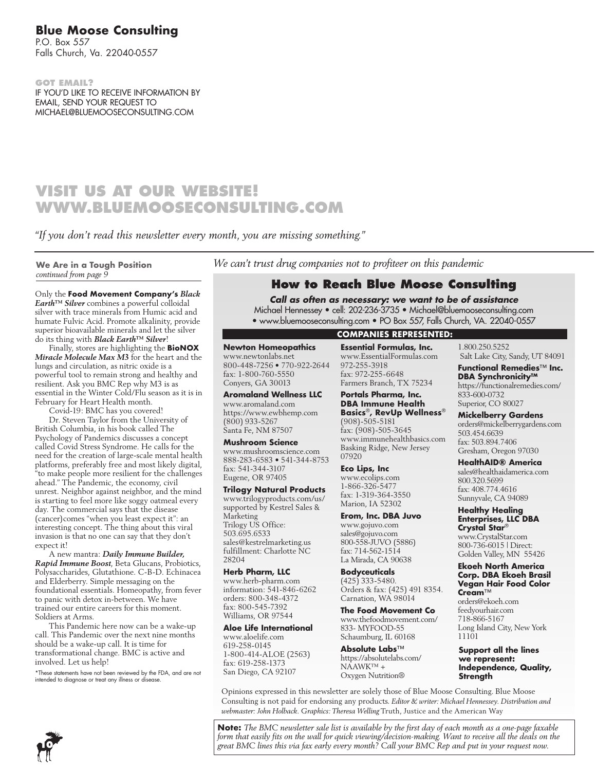**Blue Moose Consulting**
P.O. Box 557
Falls Church, Va. 22040-0557

**GOT EMAIL?**
IF YOU'D LIKE TO RECEIVE INFORMATION BY EMAIL, SEND YOUR REQUEST TO MICHAEL@BLUEMOOSECONSULTING.COM

## VISIT US AT OUR WEBSITE! WWW.BLUEMOOSECONSULTING.COM

*"If you don't read this newsletter every month, you are missing something."*

*We can't trust drug companies not to profiteer on this pandemic*

**We Are in a Tough Position**
*continued from page 9*

Only the **Food Movement Company's** ***Black Earth™ Silver*** combines a powerful colloidal silver with trace minerals from Humic acid and humate Fulvic Acid. Promote alkalinity, provide superior bioavailable minerals and let the silver do its thing with ***Black Earth™ Silver***!

Finally, stores are highlighting the **BioNOX** ***Miracle Molecule Max M3*** for the heart and the lungs and circulation, as nitric oxide is a powerful tool to remain strong and healthy and resilient. Ask you BMC Rep why M3 is as essential in the Winter Cold/Flu season as it is in February for Heart Health month.

Covid-19: BMC has you covered!

Dr. Steven Taylor from the University of British Columbia, in his book called The Psychology of Pandemics discusses a concept called Covid Stress Syndrome. He calls for the need for the creation of large-scale mental health platforms, preferably free and most likely digital, "to make people more resilient for the challenges ahead." The Pandemic, the economy, civil unrest. Neighbor against neighbor, and the mind is starting to feel more like soggy oatmeal every day. The commercial says that the disease (cancer)comes "when you least expect it": an interesting concept. The thing about this viral invasion is that no one can say that they don't expect it!

A new mantra: ***Daily Immune Builder, Rapid Immune Boost***, Beta Glucans, Probiotics, Polysaccharides, Glutathione. C-B-D. Echinacea and Elderberry. Simple messaging on the foundational essentials. Homeopathy, from fever to panic with detox in-between. We have trained our entire careers for this moment. Soldiers at Arms.

This Pandemic here now can be a wake-up call. This Pandemic over the next nine months should be a wake-up call. It is time for transformational change. BMC is active and involved. Let us help!

*These statements have not been reviewed by the FDA, and are not intended to diagnose or treat any illness or disease.

## How to Reach Blue Moose Consulting

***Call as often as necessary: we want to be of assistance***
Michael Hennessey • cell: 202-236-3735 • Michael@bluemooseconsulting.com
• www.bluemooseconsulting.com • PO Box 557, Falls Church, VA. 22040-0557

**COMPANIES REPRESENTED:**

**Newton Homeopathics**
www.newtonlabs.net
800-448-7256 • 770-922-2644
fax: 1-800-760-5550
Conyers, GA 30013

**Aromaland Wellness LLC**
www.aromaland.com
https://www.ewbhemp.com
(800) 933-5267
Santa Fe, NM 87507

**Mushroom Science**
www.mushroomscience.com
888-283-6583 • 541-344-8753
fax: 541-344-3107
Eugene, OR 97405

**Trilogy Natural Products**
www.trilogyproducts.com/us/
supported by Kestrel Sales & Marketing
Trilogy US Office:
503.695.6533
sales@kestrelmarketing.us
fulfillment: Charlotte NC 28204

**Herb Pharm, LLC**
www.herb-pharm.com
information: 541-846-6262
orders: 800-348-4372
fax: 800-545-7392
Williams, OR 97544

**Aloe Life International**
www.aloelife.com
619-258-0145
1-800-414-ALOE (2563)
fax: 619-258-1373
San Diego, CA 92107

**Essential Formulas, Inc.**
www.EssentialFormulas.com
972-255-3918
fax: 972-255-6648
Farmers Branch, TX 75234

**Portals Pharma, Inc. DBA Immune Health Basics®, RevUp Wellness®**
(908)-505-5181
fax: (908)-505-3645
www.immunehealthbasics.com
Basking Ridge, New Jersey 07920

**Eco Lips, Inc**
www.ecolips.com
1-866-326-5477
fax: 1-319-364-3550
Marion, IA 52302

**Erom, Inc. DBA Juvo**
www.gojuvo.com
sales@gojuvo.com
800-558-JUVO (5886)
fax: 714-562-1514
La Mirada, CA 90638

**Bodyceuticals**
(425) 333-5480.
Orders & fax: (425) 491 8354.
Carnation, WA 98014

**The Food Movement Co**
www.thefoodmovement.com/
833- MYFOOD-55
Schaumburg, IL 60168

**Absolute Labs™**
https://absolutelabs.com/
NAAWK™ +
Oxygen Nutrition®
1.800.250.5252
Salt Lake City, Sandy, UT 84091

**Functional Remedies™ Inc. DBA Synchronicity™**
https://functionalremedies.com/
833-600-0732
Superior, CO 80027

**Mickelberry Gardens**
orders@mickelberrygardens.com
503.454.6639
fax: 503.894.7406
Gresham, Oregon 97030

**HealthAID® America**
sales@healthaidamerica.com
800.320.5699
fax: 408.774.4616
Sunnyvale, CA 94089

**Healthy Healing Enterprises, LLC DBA Crystal Star®**
www.CrystalStar.com
800-736-6015 | Direct:
Golden Valley, MN 55426

**Ekoeh North America Corp. DBA Ekoeh Brasil Vegan Hair Food Color Cream™**
orders@ekoeh.com
feedyourhair.com
718-866-5167
Long Island City, New York 11101

**Support all the lines we represent: Independence, Quality, Strength**

Opinions expressed in this newsletter are solely those of Blue Moose Consulting. Blue Moose Consulting is not paid for endorsing any products. *Editor & writer: Michael Hennessey. Distribution and webmaster: John Holback. Graphics: Theresa Welling* Truth, Justice and the American Way

**Note:** *The BMC newsletter sale list is available by the first day of each month as a one-page faxable form that easily fits on the wall for quick viewing/decision-making. Want to receive all the deals on the great BMC lines this via fax early every month? Call your BMC Rep and put in your request now.*